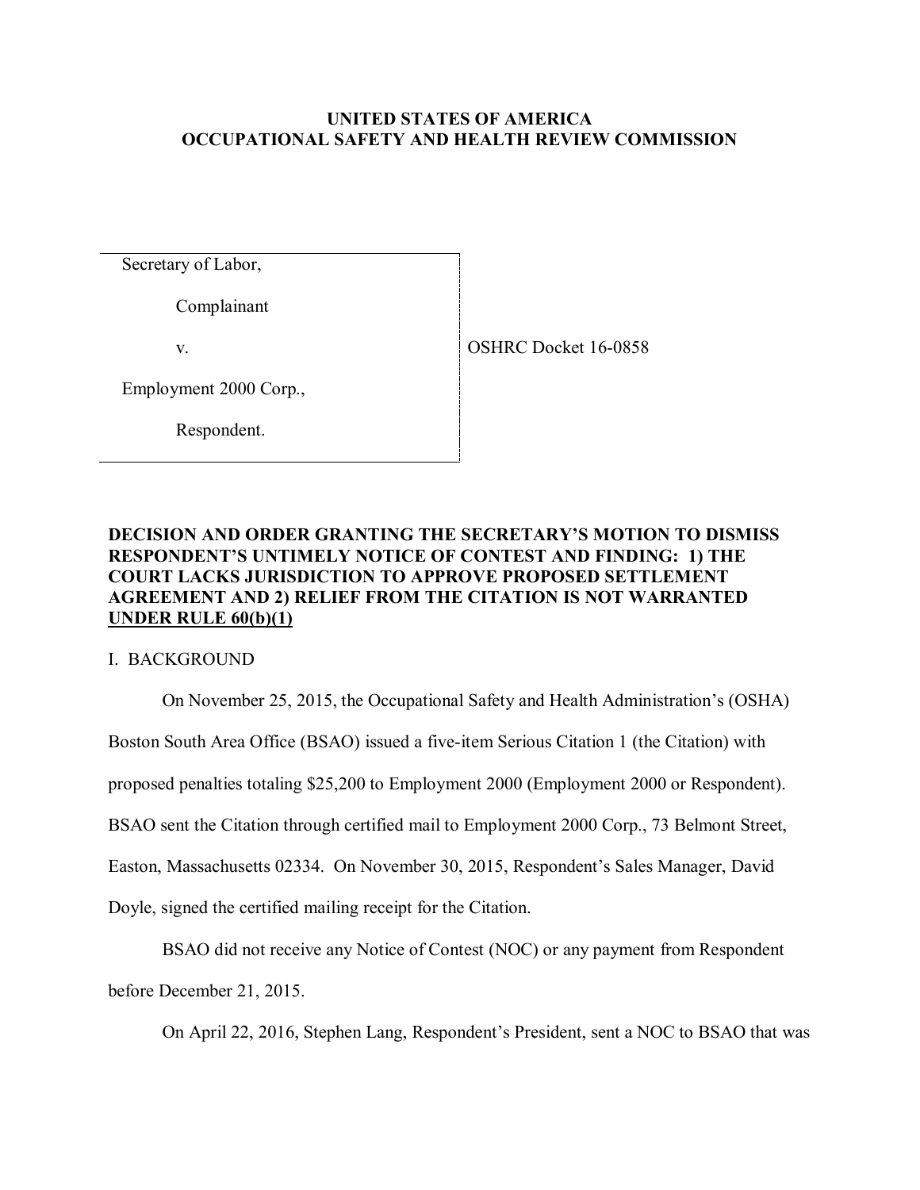**UNITED STATES OF AMERICA**
**OCCUPATIONAL SAFETY AND HEALTH REVIEW COMMISSION**

| | |
|---|---|
| Secretary of Labor,<br><br>Complainant<br><br>v.<br><br>Employment 2000 Corp.,<br><br>Respondent. | OSHRC Docket 16-0858 |

**DECISION AND ORDER GRANTING THE SECRETARY'S MOTION TO DISMISS RESPONDENT'S UNTIMELY NOTICE OF CONTEST AND FINDING: 1) THE COURT LACKS JURISDICTION TO APPROVE PROPOSED SETTLEMENT AGREEMENT AND 2) RELIEF FROM THE CITATION IS NOT WARRANTED UNDER RULE 60(b)(1)**

## I. BACKGROUND

On November 25, 2015, the Occupational Safety and Health Administration's (OSHA) Boston South Area Office (BSAO) issued a five-item Serious Citation 1 (the Citation) with proposed penalties totaling $25,200 to Employment 2000 (Employment 2000 or Respondent). BSAO sent the Citation through certified mail to Employment 2000 Corp., 73 Belmont Street, Easton, Massachusetts 02334. On November 30, 2015, Respondent's Sales Manager, David Doyle, signed the certified mailing receipt for the Citation.

BSAO did not receive any Notice of Contest (NOC) or any payment from Respondent before December 21, 2015.

On April 22, 2016, Stephen Lang, Respondent's President, sent a NOC to BSAO that was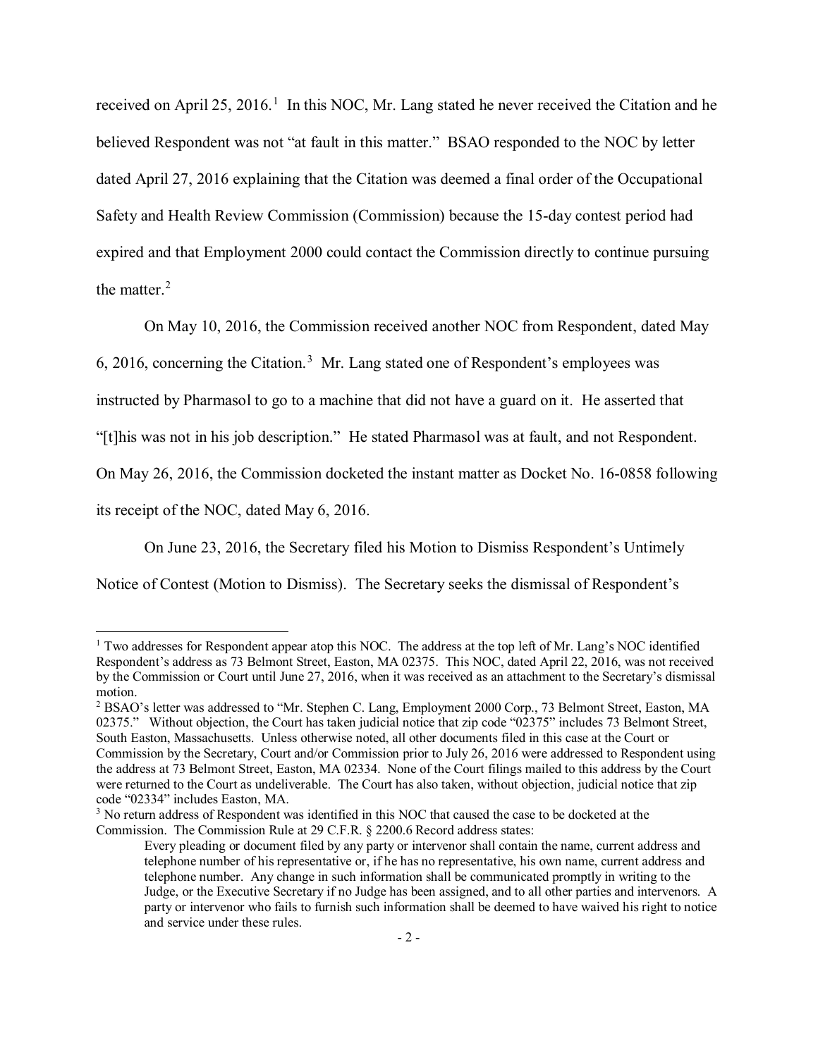received on April 25, 2016.[1] In this NOC, Mr. Lang stated he never received the Citation and he believed Respondent was not "at fault in this matter." BSAO responded to the NOC by letter dated April 27, 2016 explaining that the Citation was deemed a final order of the Occupational Safety and Health Review Commission (Commission) because the 15-day contest period had expired and that Employment 2000 could contact the Commission directly to continue pursuing the matter.[2]

On May 10, 2016, the Commission received another NOC from Respondent, dated May 6, 2016, concerning the Citation.[3] Mr. Lang stated one of Respondent's employees was instructed by Pharmasol to go to a machine that did not have a guard on it. He asserted that "[t]his was not in his job description." He stated Pharmasol was at fault, and not Respondent. On May 26, 2016, the Commission docketed the instant matter as Docket No. 16-0858 following its receipt of the NOC, dated May 6, 2016.

On June 23, 2016, the Secretary filed his Motion to Dismiss Respondent's Untimely Notice of Contest (Motion to Dismiss). The Secretary seeks the dismissal of Respondent's

---

[1] Two addresses for Respondent appear atop this NOC. The address at the top left of Mr. Lang's NOC identified Respondent's address as 73 Belmont Street, Easton, MA 02375. This NOC, dated April 22, 2016, was not received by the Commission or Court until June 27, 2016, when it was received as an attachment to the Secretary's dismissal motion.

[2] BSAO's letter was addressed to "Mr. Stephen C. Lang, Employment 2000 Corp., 73 Belmont Street, Easton, MA 02375." Without objection, the Court has taken judicial notice that zip code "02375" includes 73 Belmont Street, South Easton, Massachusetts. Unless otherwise noted, all other documents filed in this case at the Court or Commission by the Secretary, Court and/or Commission prior to July 26, 2016 were addressed to Respondent using the address at 73 Belmont Street, Easton, MA 02334. None of the Court filings mailed to this address by the Court were returned to the Court as undeliverable. The Court has also taken, without objection, judicial notice that zip code "02334" includes Easton, MA.

[3] No return address of Respondent was identified in this NOC that caused the case to be docketed at the Commission. The Commission Rule at 29 C.F.R. § 2200.6 Record address states:

> Every pleading or document filed by any party or intervenor shall contain the name, current address and telephone number of his representative or, if he has no representative, his own name, current address and telephone number. Any change in such information shall be communicated promptly in writing to the Judge, or the Executive Secretary if no Judge has been assigned, and to all other parties and intervenors. A party or intervenor who fails to furnish such information shall be deemed to have waived his right to notice and service under these rules.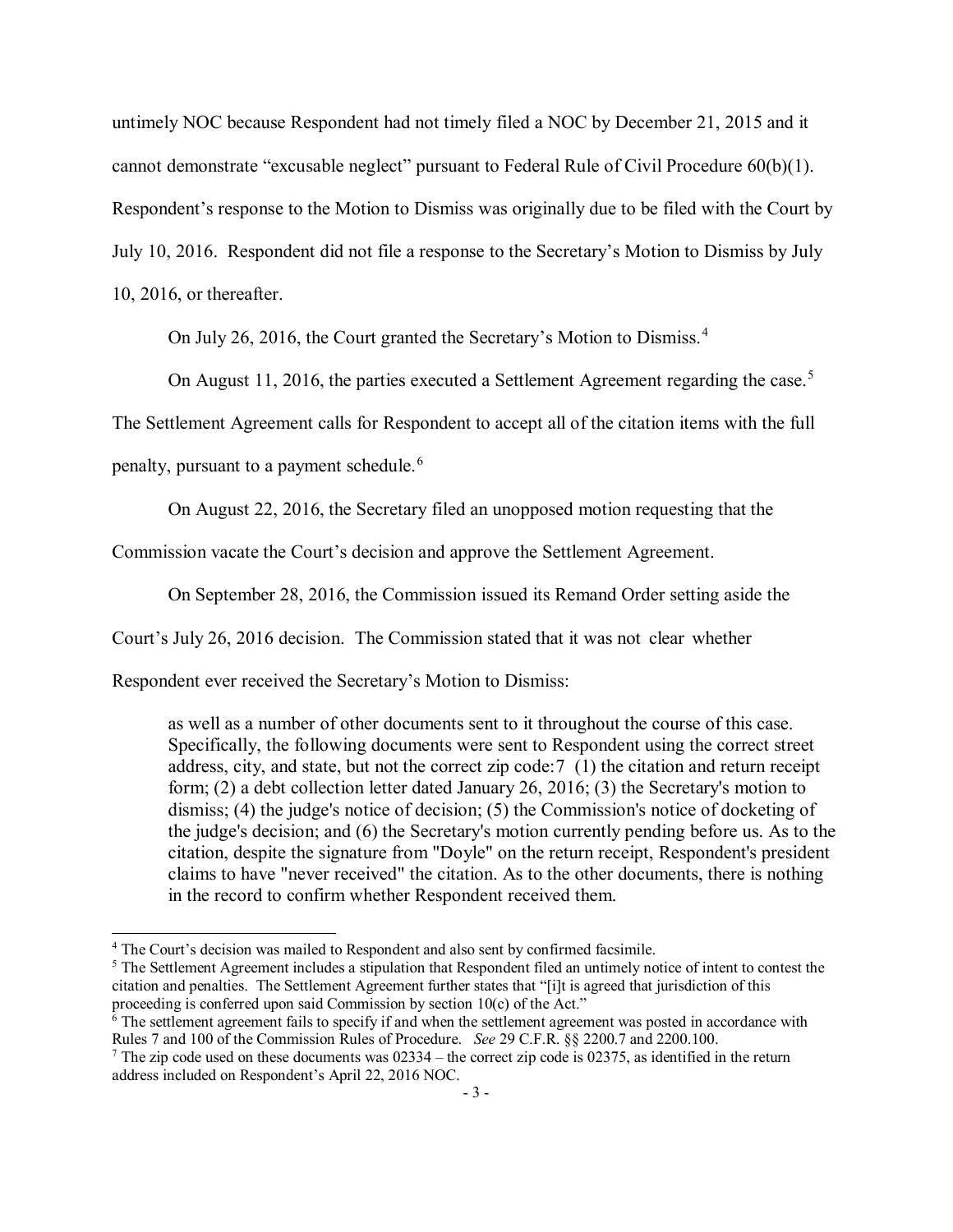untimely NOC because Respondent had not timely filed a NOC by December 21, 2015 and it cannot demonstrate "excusable neglect" pursuant to Federal Rule of Civil Procedure 60(b)(1). Respondent's response to the Motion to Dismiss was originally due to be filed with the Court by July 10, 2016. Respondent did not file a response to the Secretary's Motion to Dismiss by July 10, 2016, or thereafter.

On July 26, 2016, the Court granted the Secretary's Motion to Dismiss.[4]

On August 11, 2016, the parties executed a Settlement Agreement regarding the case.[5] The Settlement Agreement calls for Respondent to accept all of the citation items with the full penalty, pursuant to a payment schedule.[6]

On August 22, 2016, the Secretary filed an unopposed motion requesting that the Commission vacate the Court's decision and approve the Settlement Agreement.

On September 28, 2016, the Commission issued its Remand Order setting aside the Court's July 26, 2016 decision. The Commission stated that it was not clear whether Respondent ever received the Secretary's Motion to Dismiss:

> as well as a number of other documents sent to it throughout the course of this case. Specifically, the following documents were sent to Respondent using the correct street address, city, and state, but not the correct zip code:7 (1) the citation and return receipt form; (2) a debt collection letter dated January 26, 2016; (3) the Secretary's motion to dismiss; (4) the judge's notice of decision; (5) the Commission's notice of docketing of the judge's decision; and (6) the Secretary's motion currently pending before us. As to the citation, despite the signature from "Doyle" on the return receipt, Respondent's president claims to have "never received" the citation. As to the other documents, there is nothing in the record to confirm whether Respondent received them.

---

[4] The Court's decision was mailed to Respondent and also sent by confirmed facsimile.

[5] The Settlement Agreement includes a stipulation that Respondent filed an untimely notice of intent to contest the citation and penalties. The Settlement Agreement further states that "[i]t is agreed that jurisdiction of this proceeding is conferred upon said Commission by section 10(c) of the Act."

[6] The settlement agreement fails to specify if and when the settlement agreement was posted in accordance with Rules 7 and 100 of the Commission Rules of Procedure. *See* 29 C.F.R. §§ 2200.7 and 2200.100.

[7] The zip code used on these documents was 02334 – the correct zip code is 02375, as identified in the return address included on Respondent's April 22, 2016 NOC.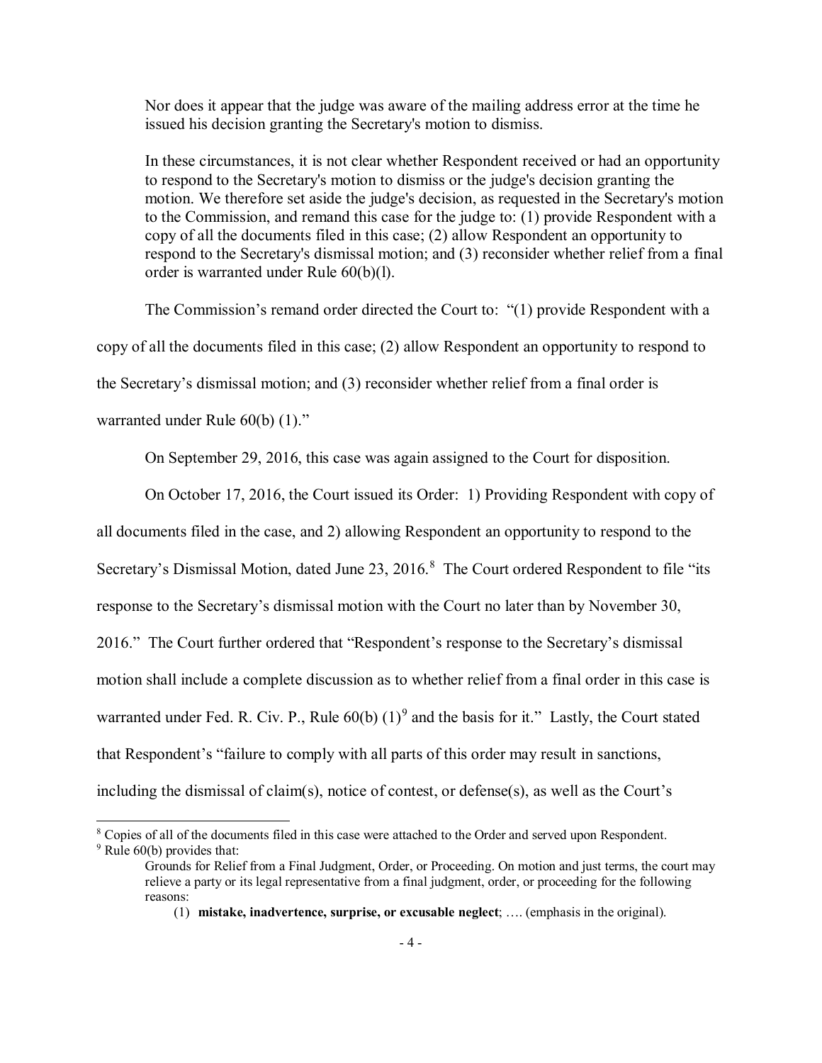> Nor does it appear that the judge was aware of the mailing address error at the time he issued his decision granting the Secretary's motion to dismiss.
>
> In these circumstances, it is not clear whether Respondent received or had an opportunity to respond to the Secretary's motion to dismiss or the judge's decision granting the motion. We therefore set aside the judge's decision, as requested in the Secretary's motion to the Commission, and remand this case for the judge to: (1) provide Respondent with a copy of all the documents filed in this case; (2) allow Respondent an opportunity to respond to the Secretary's dismissal motion; and (3) reconsider whether relief from a final order is warranted under Rule 60(b)(l).

The Commission's remand order directed the Court to: "(1) provide Respondent with a copy of all the documents filed in this case; (2) allow Respondent an opportunity to respond to the Secretary's dismissal motion; and (3) reconsider whether relief from a final order is warranted under Rule 60(b) (1)."

On September 29, 2016, this case was again assigned to the Court for disposition.

On October 17, 2016, the Court issued its Order: 1) Providing Respondent with copy of all documents filed in the case, and 2) allowing Respondent an opportunity to respond to the Secretary's Dismissal Motion, dated June 23, 2016.[8] The Court ordered Respondent to file "its response to the Secretary's dismissal motion with the Court no later than by November 30, 2016." The Court further ordered that "Respondent's response to the Secretary's dismissal motion shall include a complete discussion as to whether relief from a final order in this case is warranted under Fed. R. Civ. P., Rule 60(b) (1)[9] and the basis for it." Lastly, the Court stated that Respondent's "failure to comply with all parts of this order may result in sanctions, including the dismissal of claim(s), notice of contest, or defense(s), as well as the Court's

---

[8] Copies of all of the documents filed in this case were attached to the Order and served upon Respondent.

[9] Rule 60(b) provides that:

> Grounds for Relief from a Final Judgment, Order, or Proceeding. On motion and just terms, the court may relieve a party or its legal representative from a final judgment, order, or proceeding for the following reasons:
>
> (1) **mistake, inadvertence, surprise, or excusable neglect**; …. (emphasis in the original).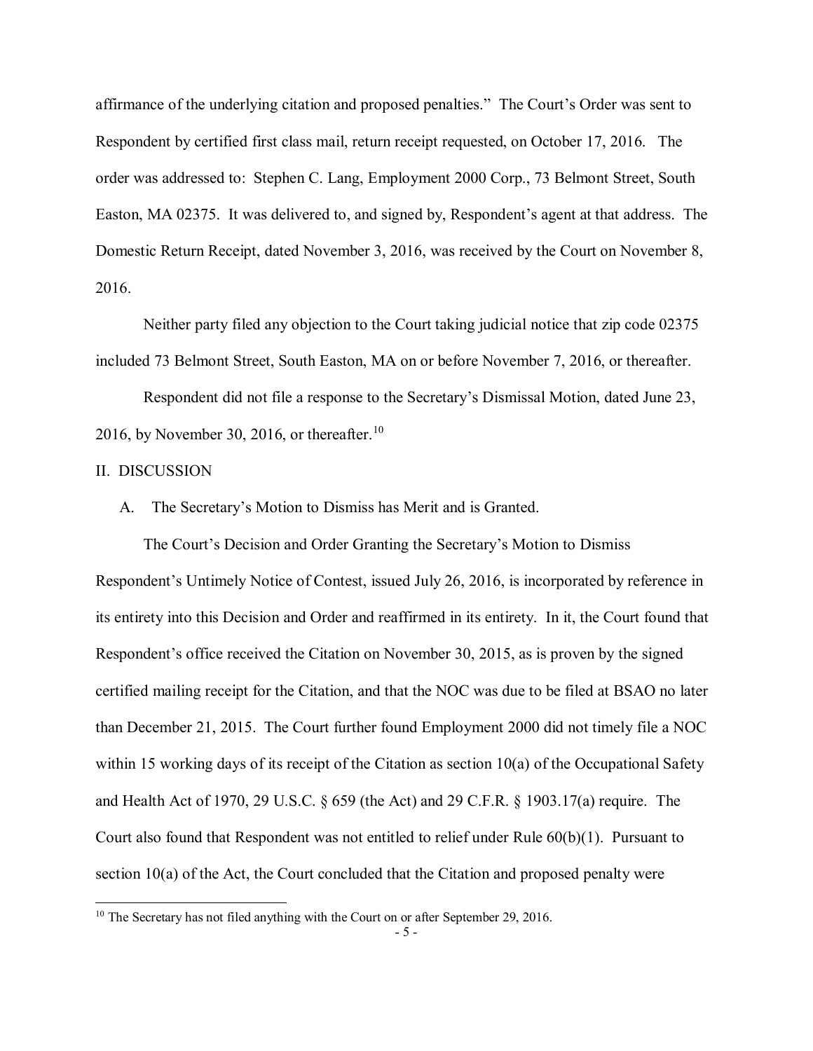affirmance of the underlying citation and proposed penalties." The Court's Order was sent to Respondent by certified first class mail, return receipt requested, on October 17, 2016. The order was addressed to: Stephen C. Lang, Employment 2000 Corp., 73 Belmont Street, South Easton, MA 02375. It was delivered to, and signed by, Respondent's agent at that address. The Domestic Return Receipt, dated November 3, 2016, was received by the Court on November 8, 2016.

Neither party filed any objection to the Court taking judicial notice that zip code 02375 included 73 Belmont Street, South Easton, MA on or before November 7, 2016, or thereafter.

Respondent did not file a response to the Secretary's Dismissal Motion, dated June 23, 2016, by November 30, 2016, or thereafter.[10]

## II. DISCUSSION

### A. The Secretary's Motion to Dismiss has Merit and is Granted.

The Court's Decision and Order Granting the Secretary's Motion to Dismiss Respondent's Untimely Notice of Contest, issued July 26, 2016, is incorporated by reference in its entirety into this Decision and Order and reaffirmed in its entirety. In it, the Court found that Respondent's office received the Citation on November 30, 2015, as is proven by the signed certified mailing receipt for the Citation, and that the NOC was due to be filed at BSAO no later than December 21, 2015. The Court further found Employment 2000 did not timely file a NOC within 15 working days of its receipt of the Citation as section 10(a) of the Occupational Safety and Health Act of 1970, 29 U.S.C. § 659 (the Act) and 29 C.F.R. § 1903.17(a) require. The Court also found that Respondent was not entitled to relief under Rule 60(b)(1). Pursuant to section 10(a) of the Act, the Court concluded that the Citation and proposed penalty were

[10] The Secretary has not filed anything with the Court on or after September 29, 2016.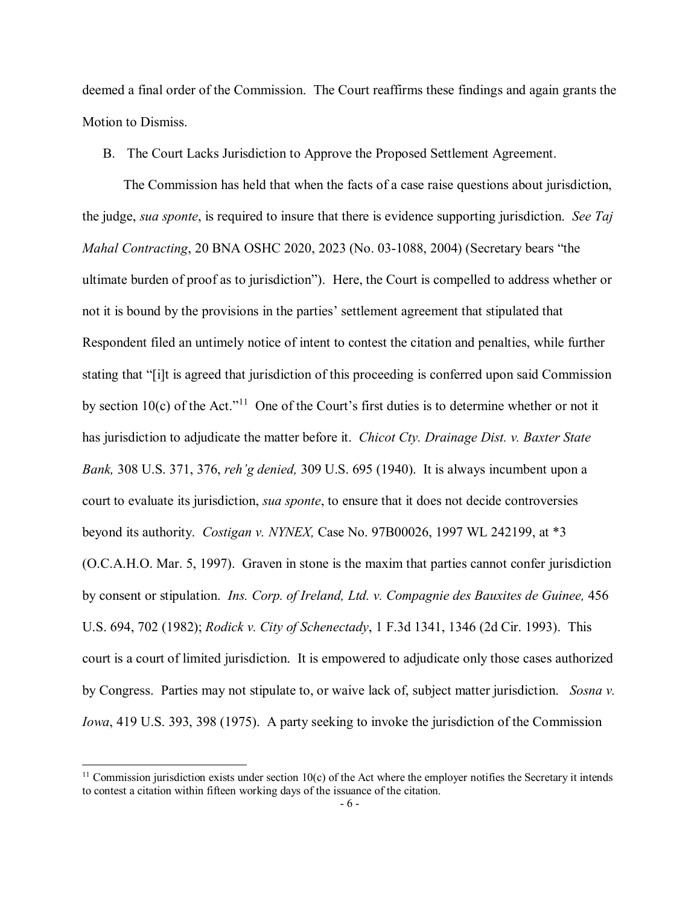deemed a final order of the Commission. The Court reaffirms these findings and again grants the Motion to Dismiss.

B. The Court Lacks Jurisdiction to Approve the Proposed Settlement Agreement.

The Commission has held that when the facts of a case raise questions about jurisdiction, the judge, *sua sponte*, is required to insure that there is evidence supporting jurisdiction. *See Taj Mahal Contracting*, 20 BNA OSHC 2020, 2023 (No. 03-1088, 2004) (Secretary bears "the ultimate burden of proof as to jurisdiction"). Here, the Court is compelled to address whether or not it is bound by the provisions in the parties' settlement agreement that stipulated that Respondent filed an untimely notice of intent to contest the citation and penalties, while further stating that "[i]t is agreed that jurisdiction of this proceeding is conferred upon said Commission by section 10(c) of the Act."[11] One of the Court's first duties is to determine whether or not it has jurisdiction to adjudicate the matter before it. *Chicot Cty. Drainage Dist. v. Baxter State Bank,* 308 U.S. 371, 376, *reh'g denied,* 309 U.S. 695 (1940). It is always incumbent upon a court to evaluate its jurisdiction, *sua sponte*, to ensure that it does not decide controversies beyond its authority. *Costigan v. NYNEX,* Case No. 97B00026, 1997 WL 242199, at *3 (O.C.A.H.O. Mar. 5, 1997). Graven in stone is the maxim that parties cannot confer jurisdiction by consent or stipulation. *Ins. Corp. of Ireland, Ltd. v. Compagnie des Bauxites de Guinee,* 456 U.S. 694, 702 (1982); *Rodick v. City of Schenectady*, 1 F.3d 1341, 1346 (2d Cir. 1993). This court is a court of limited jurisdiction. It is empowered to adjudicate only those cases authorized by Congress. Parties may not stipulate to, or waive lack of, subject matter jurisdiction. *Sosna v. Iowa*, 419 U.S. 393, 398 (1975). A party seeking to invoke the jurisdiction of the Commission

[11] Commission jurisdiction exists under section 10(c) of the Act where the employer notifies the Secretary it intends to contest a citation within fifteen working days of the issuance of the citation.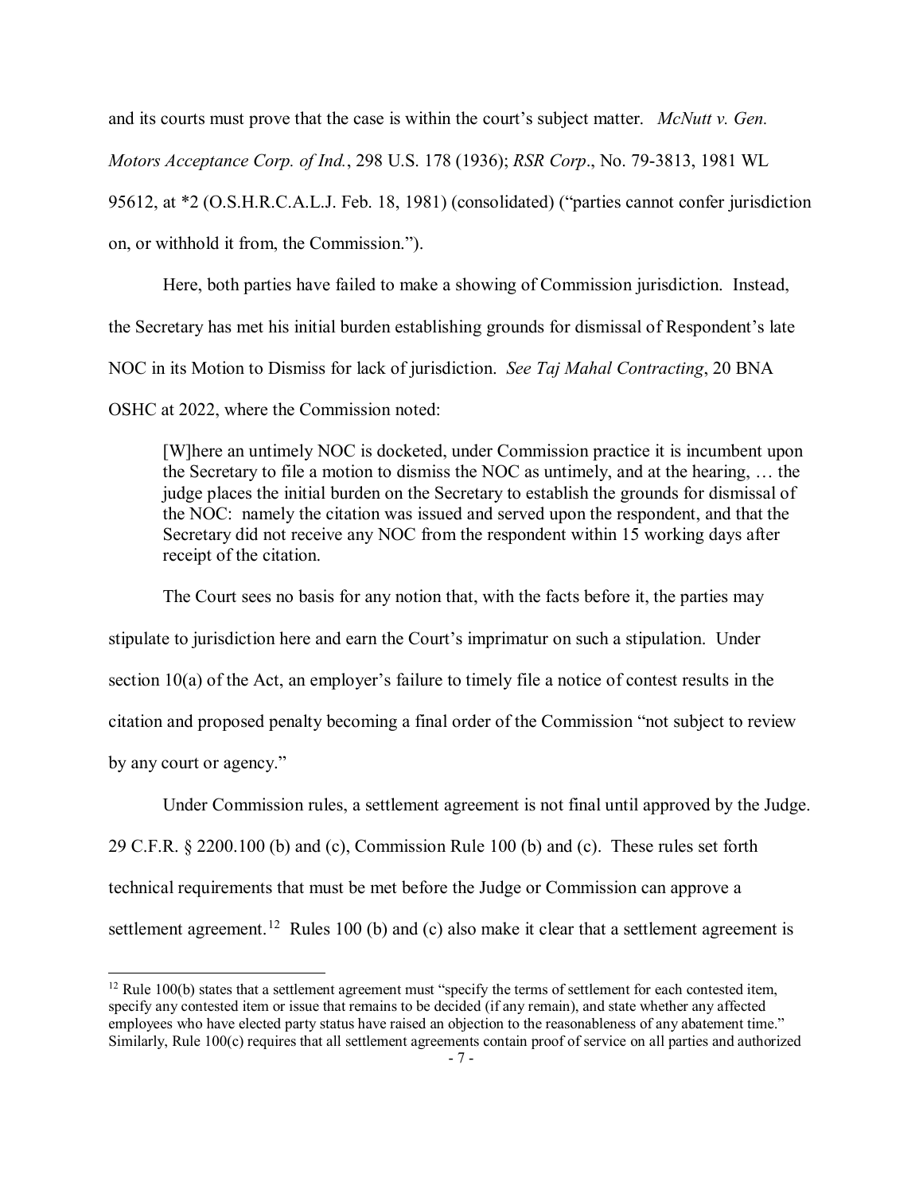and its courts must prove that the case is within the court's subject matter. *McNutt v. Gen. Motors Acceptance Corp. of Ind.*, 298 U.S. 178 (1936); *RSR Corp*., No. 79-3813, 1981 WL 95612, at *2 (O.S.H.R.C.A.L.J. Feb. 18, 1981) (consolidated) ("parties cannot confer jurisdiction on, or withhold it from, the Commission.").

Here, both parties have failed to make a showing of Commission jurisdiction. Instead, the Secretary has met his initial burden establishing grounds for dismissal of Respondent's late NOC in its Motion to Dismiss for lack of jurisdiction. *See Taj Mahal Contracting*, 20 BNA OSHC at 2022, where the Commission noted:

> [W]here an untimely NOC is docketed, under Commission practice it is incumbent upon the Secretary to file a motion to dismiss the NOC as untimely, and at the hearing, … the judge places the initial burden on the Secretary to establish the grounds for dismissal of the NOC: namely the citation was issued and served upon the respondent, and that the Secretary did not receive any NOC from the respondent within 15 working days after receipt of the citation.

The Court sees no basis for any notion that, with the facts before it, the parties may stipulate to jurisdiction here and earn the Court's imprimatur on such a stipulation. Under section 10(a) of the Act, an employer's failure to timely file a notice of contest results in the citation and proposed penalty becoming a final order of the Commission "not subject to review by any court or agency."

Under Commission rules, a settlement agreement is not final until approved by the Judge. 29 C.F.R. § 2200.100 (b) and (c), Commission Rule 100 (b) and (c). These rules set forth technical requirements that must be met before the Judge or Commission can approve a settlement agreement.[12] Rules 100 (b) and (c) also make it clear that a settlement agreement is

[12] Rule 100(b) states that a settlement agreement must "specify the terms of settlement for each contested item, specify any contested item or issue that remains to be decided (if any remain), and state whether any affected employees who have elected party status have raised an objection to the reasonableness of any abatement time." Similarly, Rule 100(c) requires that all settlement agreements contain proof of service on all parties and authorized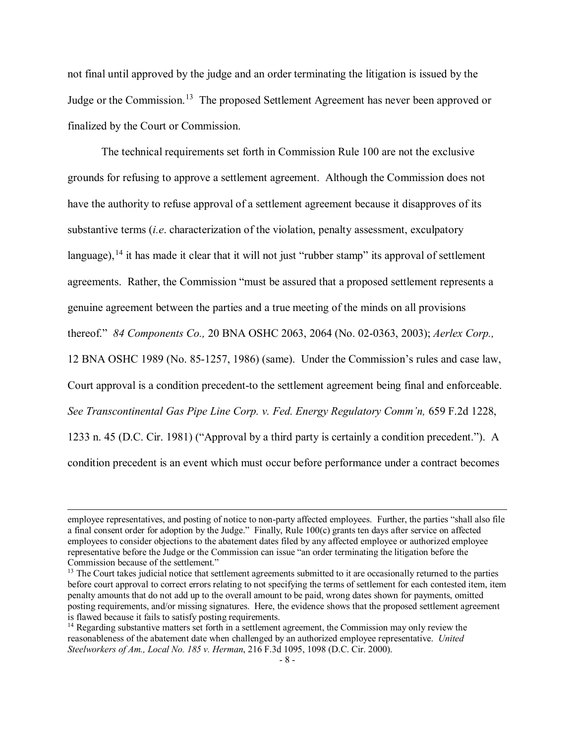not final until approved by the judge and an order terminating the litigation is issued by the Judge or the Commission.[13] The proposed Settlement Agreement has never been approved or finalized by the Court or Commission.

The technical requirements set forth in Commission Rule 100 are not the exclusive grounds for refusing to approve a settlement agreement. Although the Commission does not have the authority to refuse approval of a settlement agreement because it disapproves of its substantive terms (*i.e*. characterization of the violation, penalty assessment, exculpatory language),[14] it has made it clear that it will not just "rubber stamp" its approval of settlement agreements. Rather, the Commission "must be assured that a proposed settlement represents a genuine agreement between the parties and a true meeting of the minds on all provisions thereof." *84 Components Co.,* 20 BNA OSHC 2063, 2064 (No. 02-0363, 2003); *Aerlex Corp.,* 12 BNA OSHC 1989 (No. 85-1257, 1986) (same). Under the Commission's rules and case law, Court approval is a condition precedent-to the settlement agreement being final and enforceable. *See Transcontinental Gas Pipe Line Corp. v. Fed. Energy Regulatory Comm'n,* 659 F.2d 1228, 1233 n. 45 (D.C. Cir. 1981) ("Approval by a third party is certainly a condition precedent."). A condition precedent is an event which must occur before performance under a contract becomes

---

employee representatives, and posting of notice to non-party affected employees. Further, the parties "shall also file a final consent order for adoption by the Judge." Finally, Rule 100(c) grants ten days after service on affected employees to consider objections to the abatement dates filed by any affected employee or authorized employee representative before the Judge or the Commission can issue "an order terminating the litigation before the Commission because of the settlement."

[13] The Court takes judicial notice that settlement agreements submitted to it are occasionally returned to the parties before court approval to correct errors relating to not specifying the terms of settlement for each contested item, item penalty amounts that do not add up to the overall amount to be paid, wrong dates shown for payments, omitted posting requirements, and/or missing signatures. Here, the evidence shows that the proposed settlement agreement is flawed because it fails to satisfy posting requirements.

[14] Regarding substantive matters set forth in a settlement agreement, the Commission may only review the reasonableness of the abatement date when challenged by an authorized employee representative. *United Steelworkers of Am., Local No. 185 v. Herman*, 216 F.3d 1095, 1098 (D.C. Cir. 2000).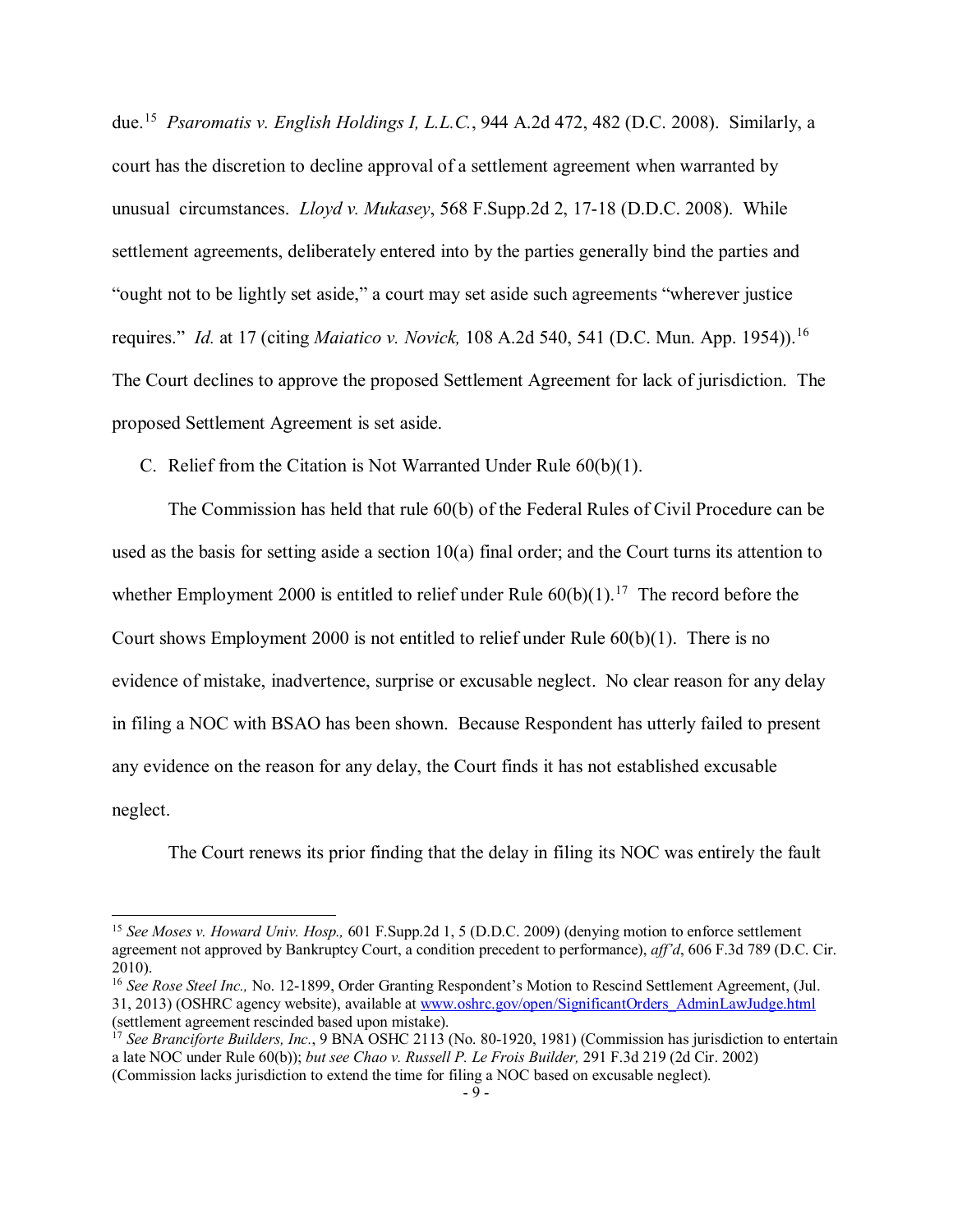due.[15] *Psaromatis v. English Holdings I, L.L.C.*, 944 A.2d 472, 482 (D.C. 2008). Similarly, a court has the discretion to decline approval of a settlement agreement when warranted by unusual circumstances. *Lloyd v. Mukasey*, 568 F.Supp.2d 2, 17-18 (D.D.C. 2008). While settlement agreements, deliberately entered into by the parties generally bind the parties and "ought not to be lightly set aside," a court may set aside such agreements "wherever justice requires." *Id.* at 17 (citing *Maiatico v. Novick,* 108 A.2d 540, 541 (D.C. Mun. App. 1954)).[16] The Court declines to approve the proposed Settlement Agreement for lack of jurisdiction. The proposed Settlement Agreement is set aside.

C. Relief from the Citation is Not Warranted Under Rule 60(b)(1).

The Commission has held that rule 60(b) of the Federal Rules of Civil Procedure can be used as the basis for setting aside a section 10(a) final order; and the Court turns its attention to whether Employment 2000 is entitled to relief under Rule 60(b)(1).[17] The record before the Court shows Employment 2000 is not entitled to relief under Rule 60(b)(1). There is no evidence of mistake, inadvertence, surprise or excusable neglect. No clear reason for any delay in filing a NOC with BSAO has been shown. Because Respondent has utterly failed to present any evidence on the reason for any delay, the Court finds it has not established excusable neglect.

The Court renews its prior finding that the delay in filing its NOC was entirely the fault

---

[15] *See Moses v. Howard Univ. Hosp.,* 601 F.Supp.2d 1, 5 (D.D.C. 2009) (denying motion to enforce settlement agreement not approved by Bankruptcy Court, a condition precedent to performance), *aff'd*, 606 F.3d 789 (D.C. Cir. 2010).

[16] *See Rose Steel Inc.,* No. 12-1899, Order Granting Respondent's Motion to Rescind Settlement Agreement, (Jul. 31, 2013) (OSHRC agency website), available at www.oshrc.gov/open/SignificantOrders_AdminLawJudge.html (settlement agreement rescinded based upon mistake).

[17] *See Branciforte Builders, Inc.*, 9 BNA OSHC 2113 (No. 80-1920, 1981) (Commission has jurisdiction to entertain a late NOC under Rule 60(b)); *but see Chao v. Russell P. Le Frois Builder,* 291 F.3d 219 (2d Cir. 2002) (Commission lacks jurisdiction to extend the time for filing a NOC based on excusable neglect).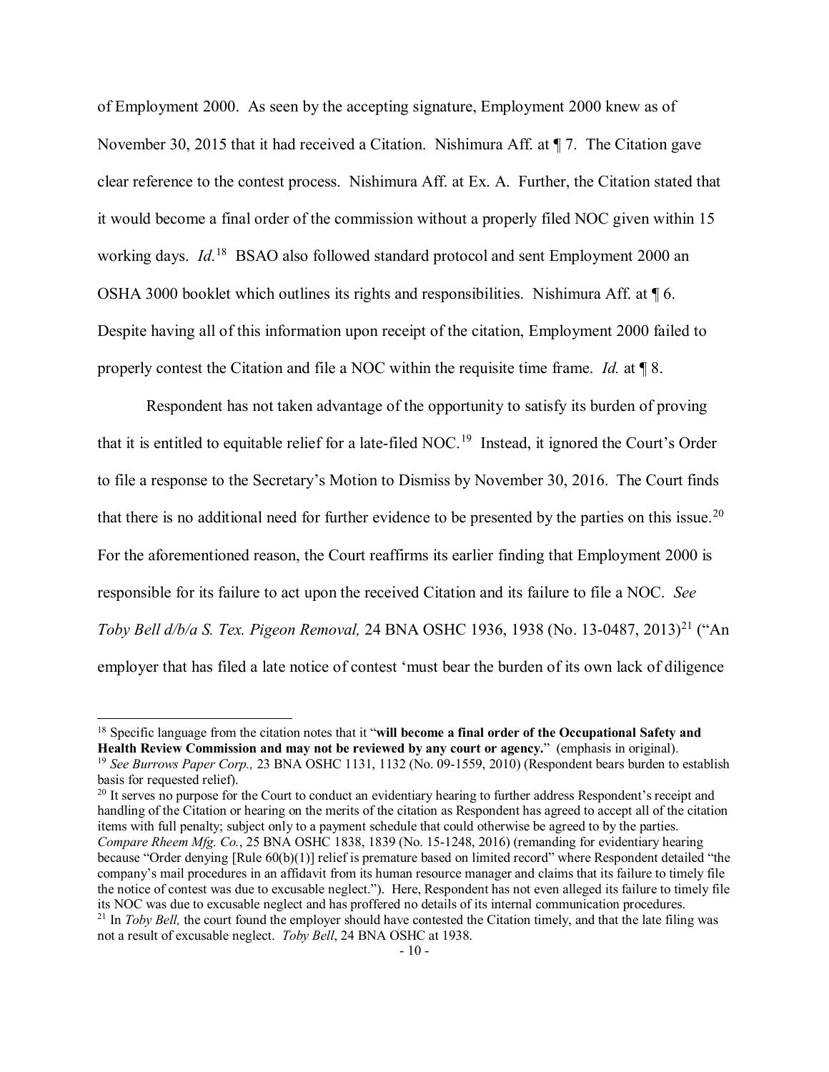of Employment 2000. As seen by the accepting signature, Employment 2000 knew as of November 30, 2015 that it had received a Citation. Nishimura Aff. at ¶ 7. The Citation gave clear reference to the contest process. Nishimura Aff. at Ex. A. Further, the Citation stated that it would become a final order of the commission without a properly filed NOC given within 15 working days. *Id.*[18] BSAO also followed standard protocol and sent Employment 2000 an OSHA 3000 booklet which outlines its rights and responsibilities. Nishimura Aff. at ¶ 6. Despite having all of this information upon receipt of the citation, Employment 2000 failed to properly contest the Citation and file a NOC within the requisite time frame. *Id.* at ¶ 8.

Respondent has not taken advantage of the opportunity to satisfy its burden of proving that it is entitled to equitable relief for a late-filed NOC.[19] Instead, it ignored the Court's Order to file a response to the Secretary's Motion to Dismiss by November 30, 2016. The Court finds that there is no additional need for further evidence to be presented by the parties on this issue.[20] For the aforementioned reason, the Court reaffirms its earlier finding that Employment 2000 is responsible for its failure to act upon the received Citation and its failure to file a NOC. *See Toby Bell d/b/a S. Tex. Pigeon Removal,* 24 BNA OSHC 1936, 1938 (No. 13-0487, 2013)[21] ("An employer that has filed a late notice of contest 'must bear the burden of its own lack of diligence

---

[18] Specific language from the citation notes that it "**will become a final order of the Occupational Safety and Health Review Commission and may not be reviewed by any court or agency.**" (emphasis in original).

[19] *See Burrows Paper Corp.,* 23 BNA OSHC 1131, 1132 (No. 09-1559, 2010) (Respondent bears burden to establish basis for requested relief).

[20] It serves no purpose for the Court to conduct an evidentiary hearing to further address Respondent's receipt and handling of the Citation or hearing on the merits of the citation as Respondent has agreed to accept all of the citation items with full penalty; subject only to a payment schedule that could otherwise be agreed to by the parties. *Compare Rheem Mfg. Co.*, 25 BNA OSHC 1838, 1839 (No. 15-1248, 2016) (remanding for evidentiary hearing because "Order denying [Rule 60(b)(1)] relief is premature based on limited record" where Respondent detailed "the company's mail procedures in an affidavit from its human resource manager and claims that its failure to timely file the notice of contest was due to excusable neglect."). Here, Respondent has not even alleged its failure to timely file its NOC was due to excusable neglect and has proffered no details of its internal communication procedures.

[21] In *Toby Bell,* the court found the employer should have contested the Citation timely, and that the late filing was not a result of excusable neglect. *Toby Bell*, 24 BNA OSHC at 1938.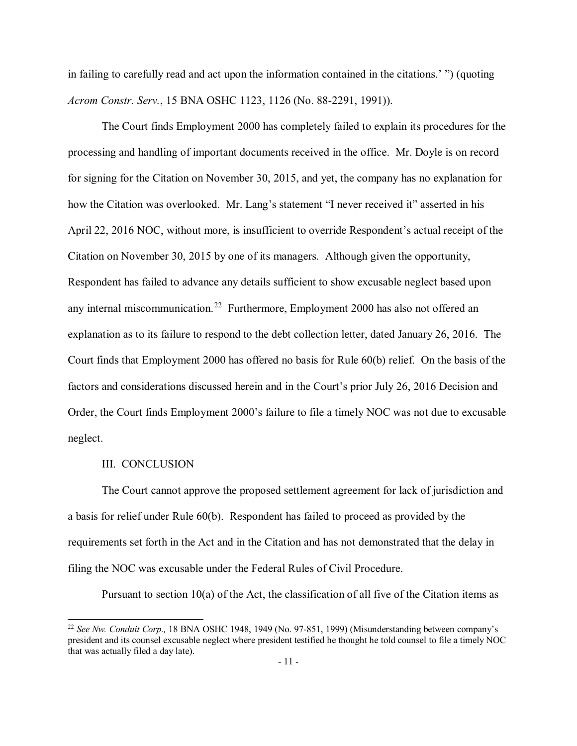in failing to carefully read and act upon the information contained in the citations.' ") (quoting *Acrom Constr. Serv.*, 15 BNA OSHC 1123, 1126 (No. 88-2291, 1991)).

The Court finds Employment 2000 has completely failed to explain its procedures for the processing and handling of important documents received in the office. Mr. Doyle is on record for signing for the Citation on November 30, 2015, and yet, the company has no explanation for how the Citation was overlooked. Mr. Lang's statement "I never received it" asserted in his April 22, 2016 NOC, without more, is insufficient to override Respondent's actual receipt of the Citation on November 30, 2015 by one of its managers. Although given the opportunity, Respondent has failed to advance any details sufficient to show excusable neglect based upon any internal miscommunication.[22] Furthermore, Employment 2000 has also not offered an explanation as to its failure to respond to the debt collection letter, dated January 26, 2016. The Court finds that Employment 2000 has offered no basis for Rule 60(b) relief. On the basis of the factors and considerations discussed herein and in the Court's prior July 26, 2016 Decision and Order, the Court finds Employment 2000's failure to file a timely NOC was not due to excusable neglect.

## III. CONCLUSION

The Court cannot approve the proposed settlement agreement for lack of jurisdiction and a basis for relief under Rule 60(b). Respondent has failed to proceed as provided by the requirements set forth in the Act and in the Citation and has not demonstrated that the delay in filing the NOC was excusable under the Federal Rules of Civil Procedure.

Pursuant to section 10(a) of the Act, the classification of all five of the Citation items as

---

[22] *See Nw. Conduit Corp.,* 18 BNA OSHC 1948, 1949 (No. 97-851, 1999) (Misunderstanding between company's president and its counsel excusable neglect where president testified he thought he told counsel to file a timely NOC that was actually filed a day late).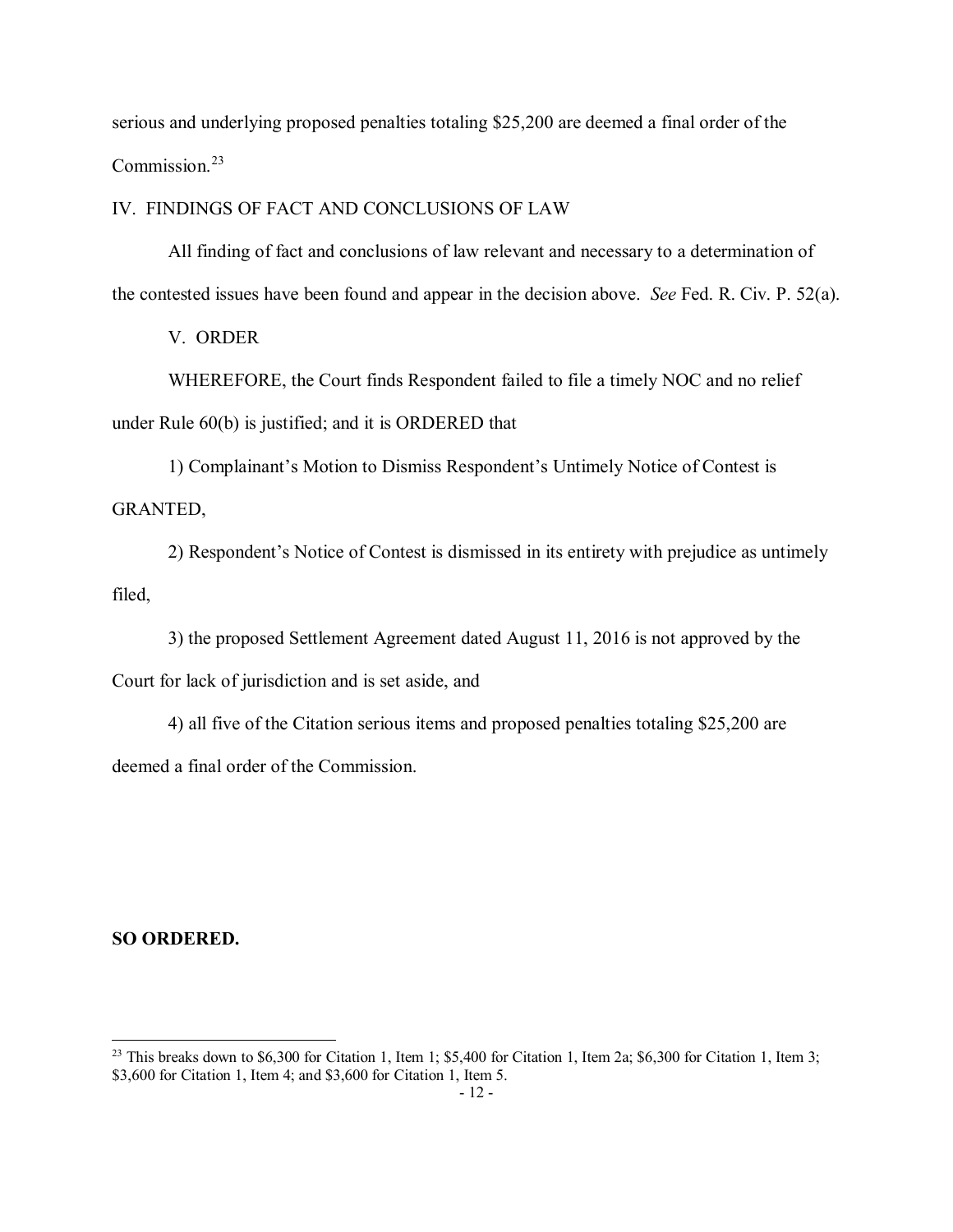serious and underlying proposed penalties totaling $25,200 are deemed a final order of the Commission.[23]

## IV. FINDINGS OF FACT AND CONCLUSIONS OF LAW

All finding of fact and conclusions of law relevant and necessary to a determination of the contested issues have been found and appear in the decision above. *See* Fed. R. Civ. P. 52(a).

## V. ORDER

WHEREFORE, the Court finds Respondent failed to file a timely NOC and no relief under Rule 60(b) is justified; and it is ORDERED that

1) Complainant's Motion to Dismiss Respondent's Untimely Notice of Contest is GRANTED,

2) Respondent's Notice of Contest is dismissed in its entirety with prejudice as untimely filed,

3) the proposed Settlement Agreement dated August 11, 2016 is not approved by the Court for lack of jurisdiction and is set aside, and

4) all five of the Citation serious items and proposed penalties totaling $25,200 are deemed a final order of the Commission.

**SO ORDERED.**

---

[23] This breaks down to $6,300 for Citation 1, Item 1; $5,400 for Citation 1, Item 2a; $6,300 for Citation 1, Item 3; $3,600 for Citation 1, Item 4; and $3,600 for Citation 1, Item 5.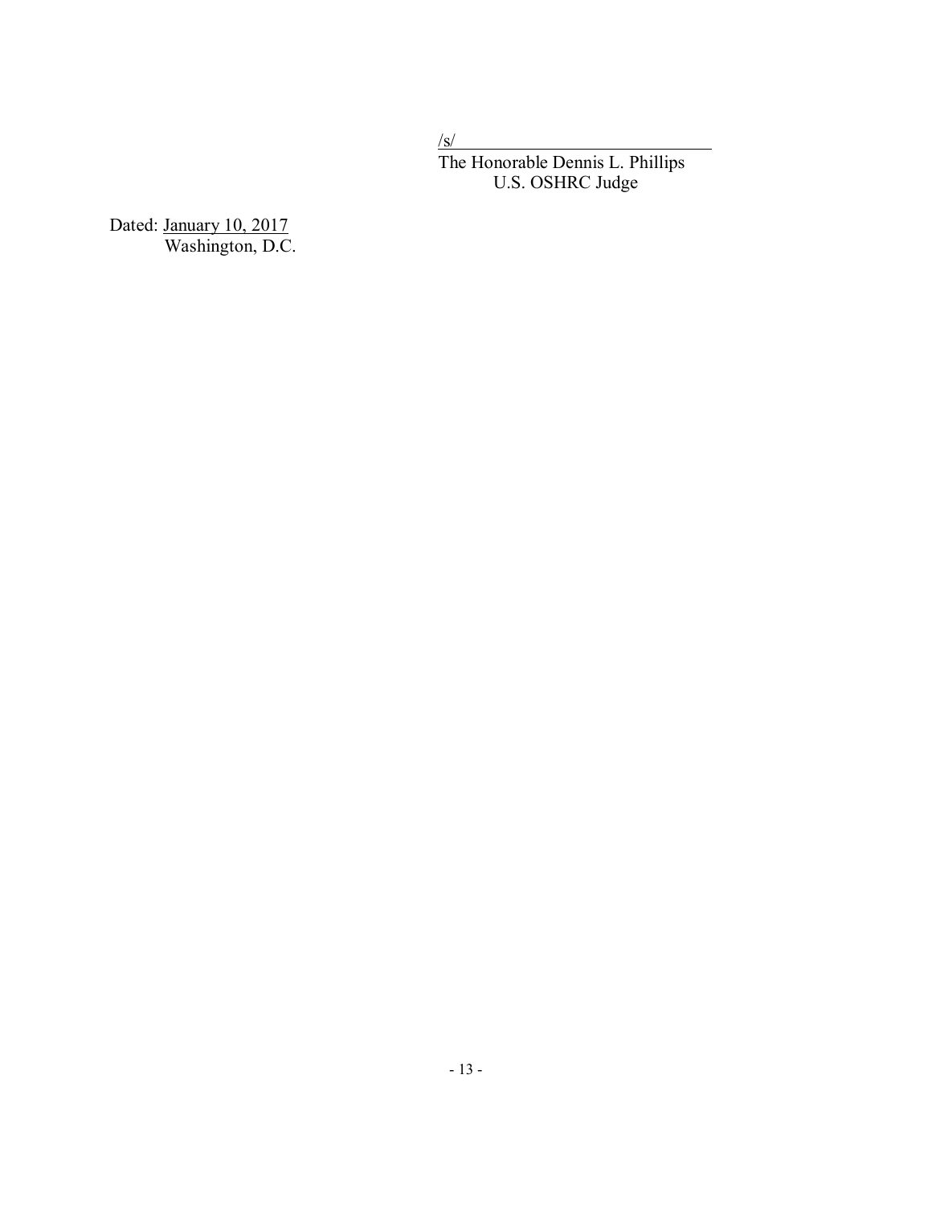/s/

The Honorable Dennis L. Phillips
U.S. OSHRC Judge

Dated: January 10, 2017
Washington, D.C.